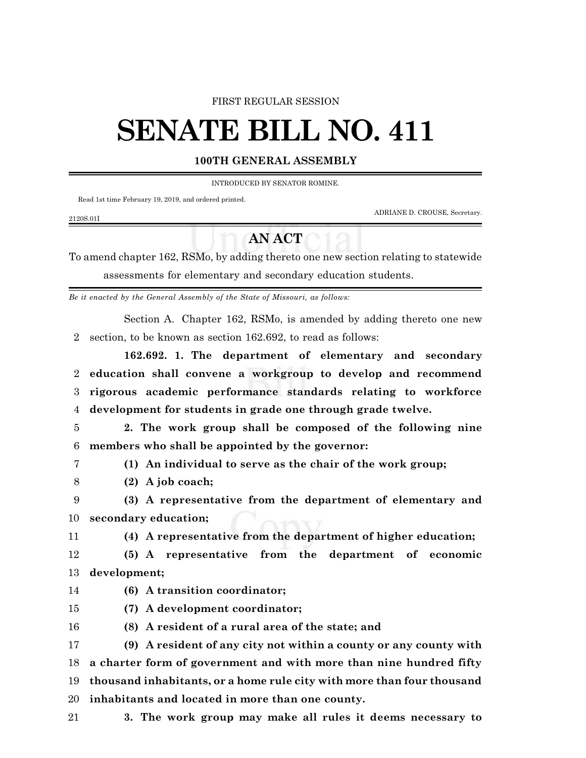FIRST REGULAR SESSION

# SENATE BILL NO. 411

**100TH GENERAL ASSEMBLY**

INTRODUCED BY SENATOR ROMINE.

Read 1st time February 19, 2019, and ordered printed.

ADRIANE D. CROUSE, Secretary.

2120S.01I

## AN ACT

To amend chapter 162, RSMo, by adding thereto one new section relating to statewide assessments for elementary and secondary education students.

*Be it enacted by the General Assembly of the State of Missouri, as follows:*

Section A. Chapter 162, RSMo, is amended by adding thereto one new section, to be known as section 162.692, to read as follows:

**162.692. 1. The department of elementary and secondary education shall convene a workgroup to develop and recommend rigorous academic performance standards relating to workforce development for students in grade one through grade twelve.**

**2. The work group shall be composed of the following nine members who shall be appointed by the governor:**

**(1) An individual to serve as the chair of the work group;**

**(2) A job coach;**

**(3) A representative from the department of elementary and secondary education;**

**(4) A representative from the department of higher education;**

**(5) A representative from the department of economic development;**

**(6) A transition coordinator;**

**(7) A development coordinator;**

**(8) A resident of a rural area of the state; and**

**(9) A resident of any city not within a county or any county with a charter form of government and with more than nine hundred fifty thousand inhabitants, or a home rule city with more than four thousand inhabitants and located in more than one county.**

**3. The work group may make all rules it deems necessary to**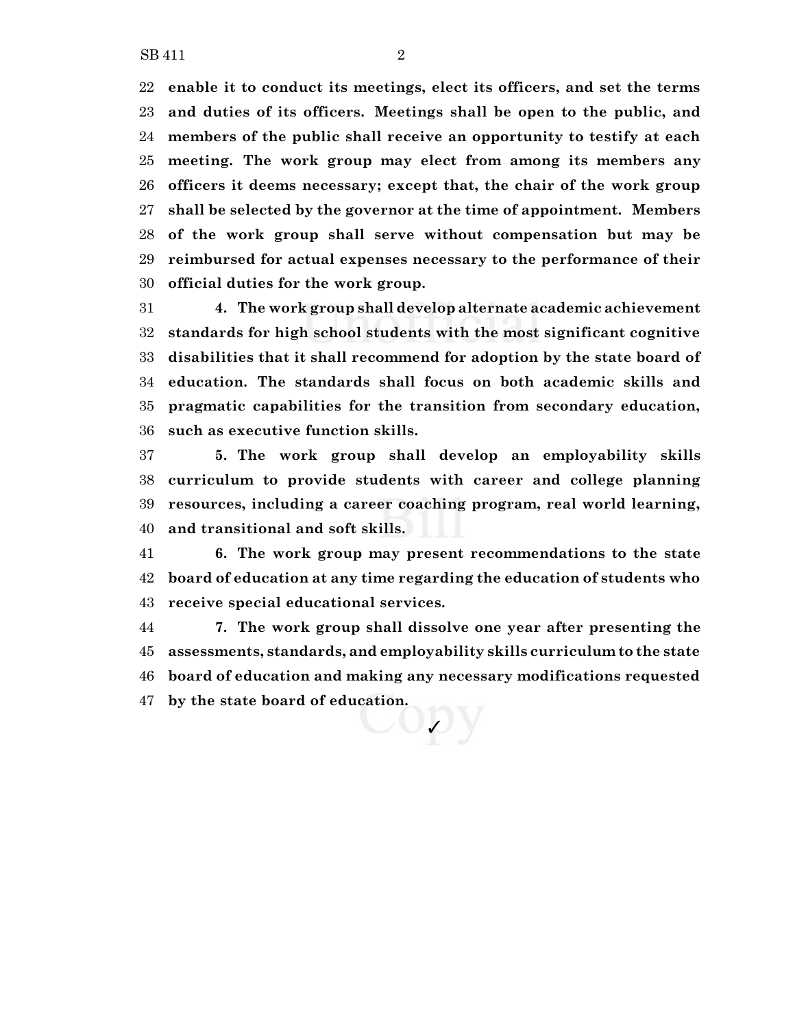**enable it to conduct its meetings, elect its officers, and set the terms and duties of its officers. Meetings shall be open to the public, and members of the public shall receive an opportunity to testify at each meeting. The work group may elect from among its members any officers it deems necessary; except that, the chair of the work group shall be selected by the governor at the time of appointment. Members of the work group shall serve without compensation but may be reimbursed for actual expenses necessary to the performance of their official duties for the work group.**

**4. The work group shall develop alternate academic achievement standards for high school students with the most significant cognitive disabilities that it shall recommend for adoption by the state board of education. The standards shall focus on both academic skills and pragmatic capabilities for the transition from secondary education, such as executive function skills.**

**5. The work group shall develop an employability skills curriculum to provide students with career and college planning resources, including a career coaching program, real world learning, and transitional and soft skills.**

**6. The work group may present recommendations to the state board of education at any time regarding the education of students who receive special educational services.**

**7. The work group shall dissolve one year after presenting the assessments, standards, and employability skills curriculum to the state board of education and making any necessary modifications requested by the state board of education.**

✓